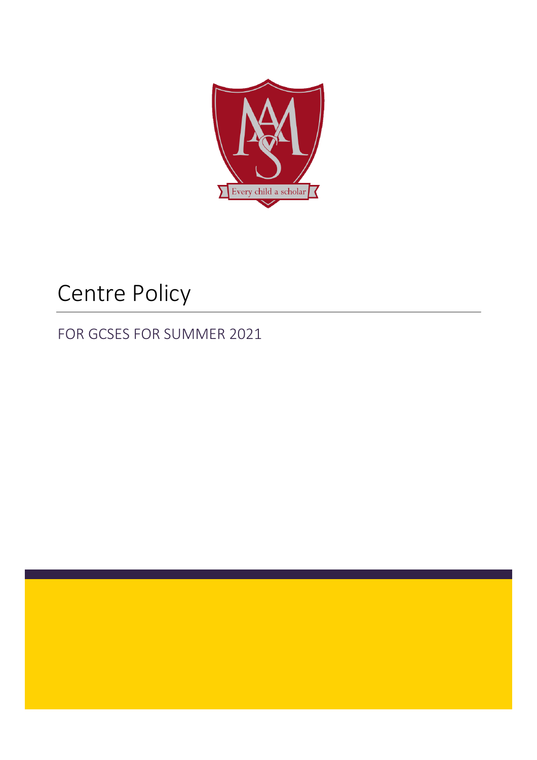# Centre Policy

## FOR GCSES FOR SUMMER 2021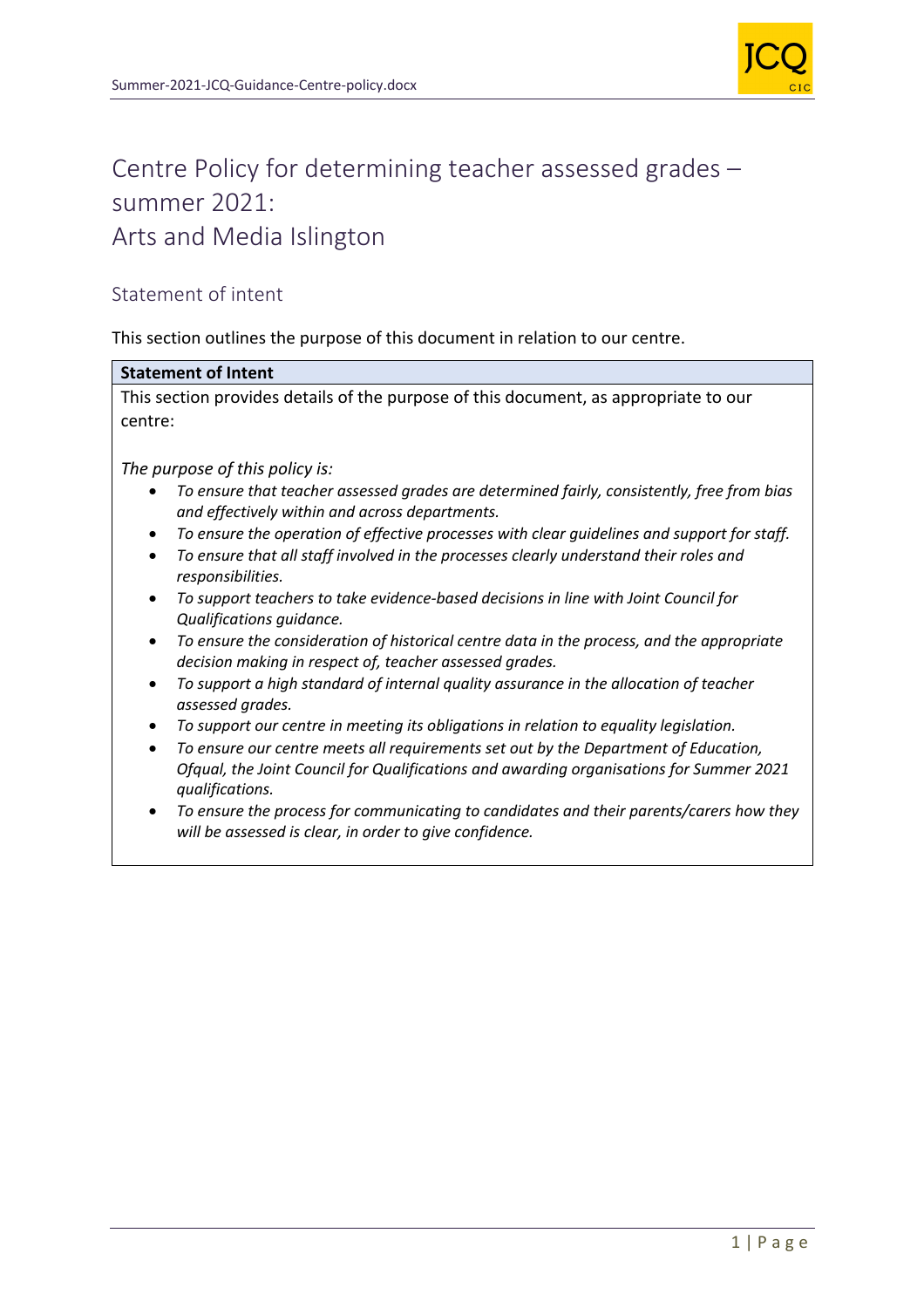# Centre Policy for determining teacher assessed grades – summer 2021: Arts and Media Islington

## Statement of intent

This section outlines the purpose of this document in relation to our centre.

**Statement of Intent**

This section provides details of the purpose of this document, as appropriate to our centre:

*The purpose of this policy is:*

- *To ensure that teacher assessed grades are determined fairly, consistently, free from bias and effectively within and across departments.*
- *To ensure the operation of effective processes with clear guidelines and support for staff.*
- *To ensure that all staff involved in the processes clearly understand their roles and responsibilities.*
- *To support teachers to take evidence-based decisions in line with Joint Council for Qualifications guidance.*
- *To ensure the consideration of historical centre data in the process, and the appropriate decision making in respect of, teacher assessed grades.*
- *To support a high standard of internal quality assurance in the allocation of teacher assessed grades.*
- *To support our centre in meeting its obligations in relation to equality legislation.*
- *To ensure our centre meets all requirements set out by the Department of Education, Ofqual, the Joint Council for Qualifications and awarding organisations for Summer 2021 qualifications.*
- *To ensure the process for communicating to candidates and their parents/carers how they will be assessed is clear, in order to give confidence.*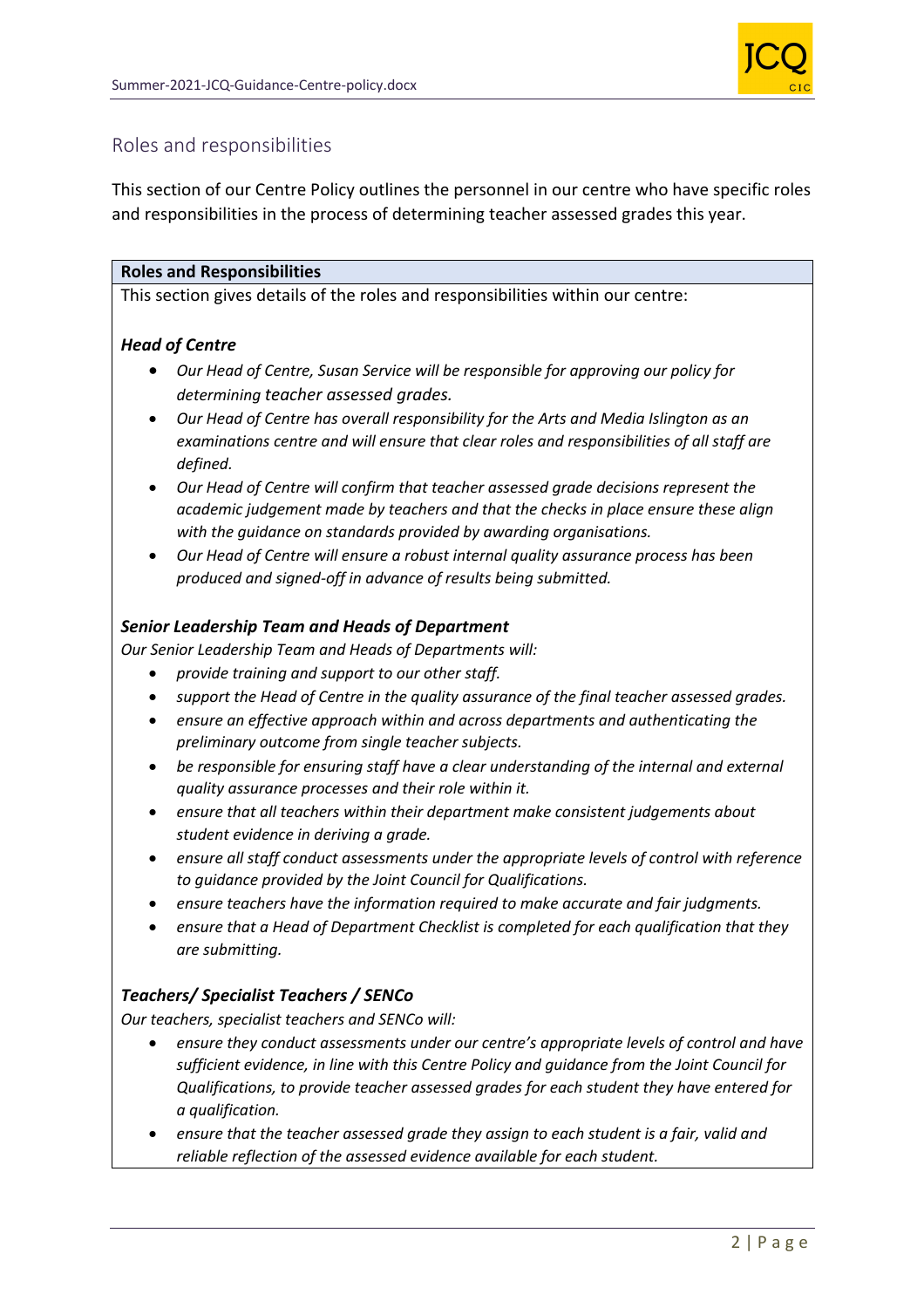## Roles and responsibilities

This section of our Centre Policy outlines the personnel in our centre who have specific roles and responsibilities in the process of determining teacher assessed grades this year.

**Roles and Responsibilities**

This section gives details of the roles and responsibilities within our centre:

***Head of Centre***

- *Our Head of Centre, Susan Service will be responsible for approving our policy for determining teacher assessed grades.*
- *Our Head of Centre has overall responsibility for the Arts and Media Islington as an examinations centre and will ensure that clear roles and responsibilities of all staff are defined.*
- *Our Head of Centre will confirm that teacher assessed grade decisions represent the academic judgement made by teachers and that the checks in place ensure these align with the guidance on standards provided by awarding organisations.*
- *Our Head of Centre will ensure a robust internal quality assurance process has been produced and signed-off in advance of results being submitted.*

***Senior Leadership Team and Heads of Department***

*Our Senior Leadership Team and Heads of Departments will:*

- *provide training and support to our other staff.*
- *support the Head of Centre in the quality assurance of the final teacher assessed grades.*
- *ensure an effective approach within and across departments and authenticating the preliminary outcome from single teacher subjects.*
- *be responsible for ensuring staff have a clear understanding of the internal and external quality assurance processes and their role within it.*
- *ensure that all teachers within their department make consistent judgements about student evidence in deriving a grade.*
- *ensure all staff conduct assessments under the appropriate levels of control with reference to guidance provided by the Joint Council for Qualifications.*
- *ensure teachers have the information required to make accurate and fair judgments.*
- *ensure that a Head of Department Checklist is completed for each qualification that they are submitting.*

***Teachers/ Specialist Teachers / SENCo***

*Our teachers, specialist teachers and SENCo will:*

- *ensure they conduct assessments under our centre's appropriate levels of control and have sufficient evidence, in line with this Centre Policy and guidance from the Joint Council for Qualifications, to provide teacher assessed grades for each student they have entered for a qualification.*
- *ensure that the teacher assessed grade they assign to each student is a fair, valid and reliable reflection of the assessed evidence available for each student.*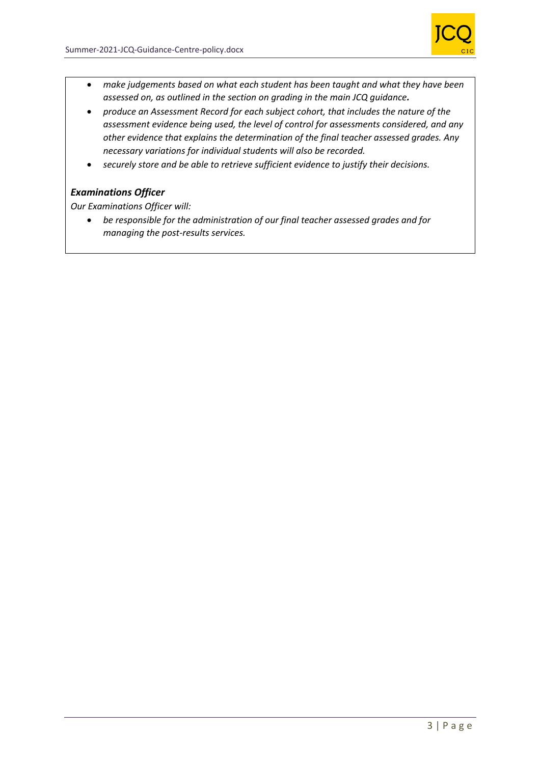- *make judgements based on what each student has been taught and what they have been assessed on, as outlined in the section on grading in the main JCQ guidance.*
- *produce an Assessment Record for each subject cohort, that includes the nature of the assessment evidence being used, the level of control for assessments considered, and any other evidence that explains the determination of the final teacher assessed grades. Any necessary variations for individual students will also be recorded.*
- *securely store and be able to retrieve sufficient evidence to justify their decisions.*

***Examinations Officer***

*Our Examinations Officer will:*

- *be responsible for the administration of our final teacher assessed grades and for managing the post-results services.*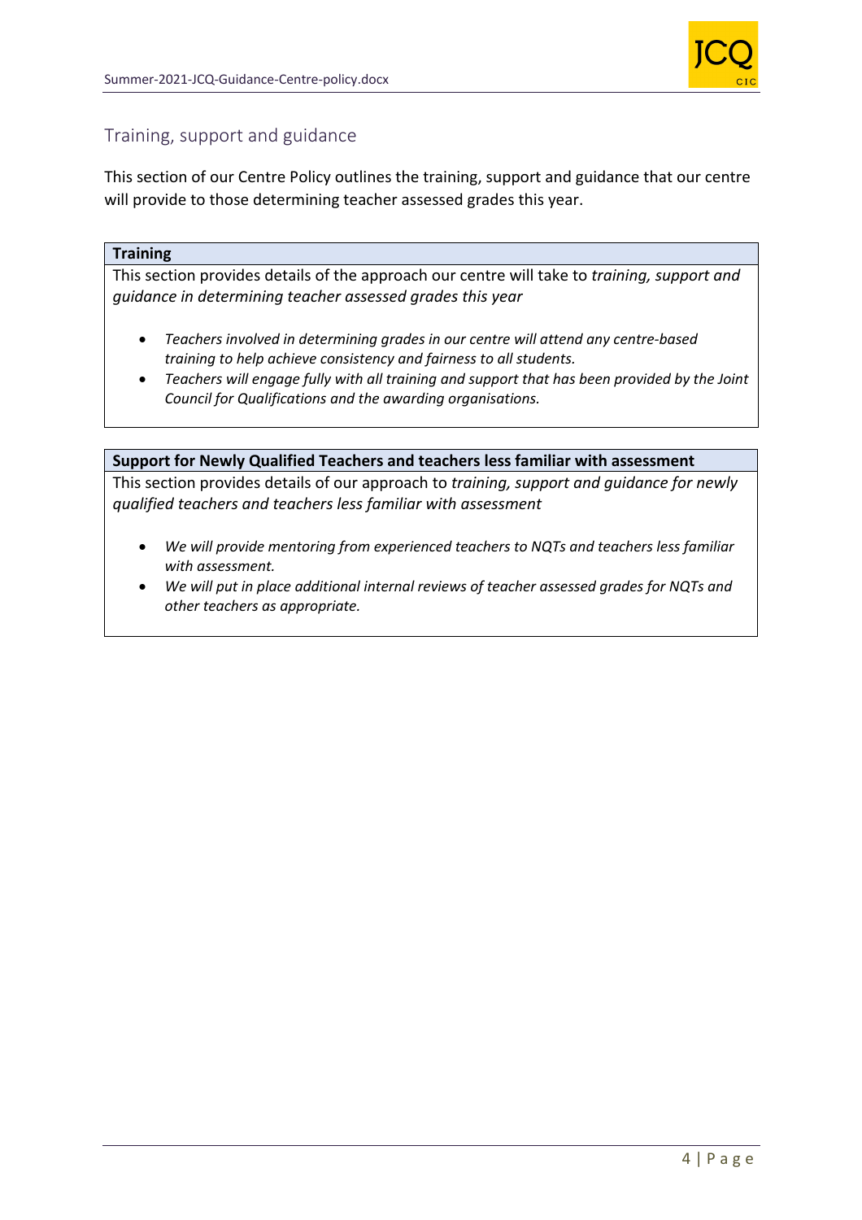## Training, support and guidance

This section of our Centre Policy outlines the training, support and guidance that our centre will provide to those determining teacher assessed grades this year.

**Training**

This section provides details of the approach our centre will take to *training, support and guidance in determining teacher assessed grades this year*

- *Teachers involved in determining grades in our centre will attend any centre-based training to help achieve consistency and fairness to all students.*
- *Teachers will engage fully with all training and support that has been provided by the Joint Council for Qualifications and the awarding organisations.*

**Support for Newly Qualified Teachers and teachers less familiar with assessment**

This section provides details of our approach to *training, support and guidance for newly qualified teachers and teachers less familiar with assessment*

- *We will provide mentoring from experienced teachers to NQTs and teachers less familiar with assessment.*
- *We will put in place additional internal reviews of teacher assessed grades for NQTs and other teachers as appropriate.*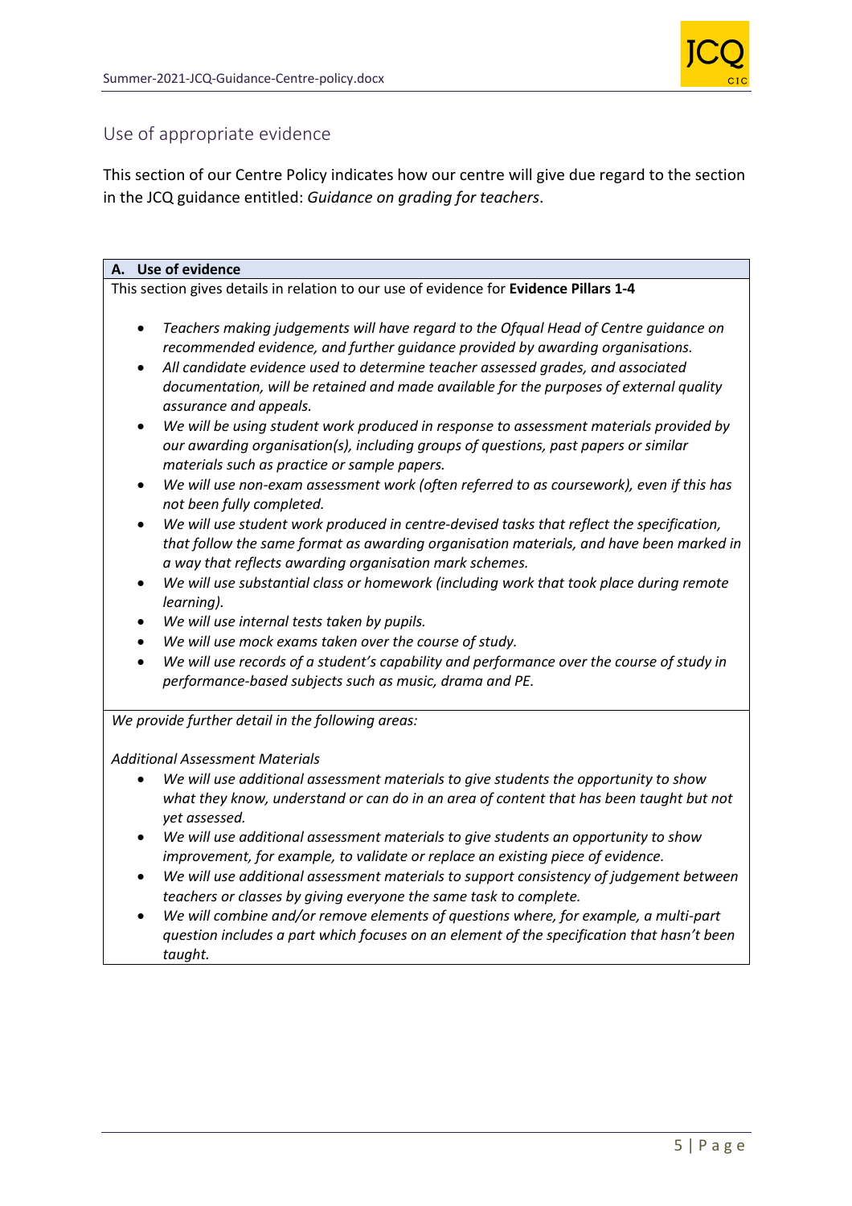## Use of appropriate evidence

This section of our Centre Policy indicates how our centre will give due regard to the section in the JCQ guidance entitled: *Guidance on grading for teachers*.

### A. Use of evidence

This section gives details in relation to our use of evidence for **Evidence Pillars 1-4**

- *Teachers making judgements will have regard to the Ofqual Head of Centre guidance on recommended evidence, and further guidance provided by awarding organisations.*
- *All candidate evidence used to determine teacher assessed grades, and associated documentation, will be retained and made available for the purposes of external quality assurance and appeals.*
- *We will be using student work produced in response to assessment materials provided by our awarding organisation(s), including groups of questions, past papers or similar materials such as practice or sample papers.*
- *We will use non-exam assessment work (often referred to as coursework), even if this has not been fully completed.*
- *We will use student work produced in centre-devised tasks that reflect the specification, that follow the same format as awarding organisation materials, and have been marked in a way that reflects awarding organisation mark schemes.*
- *We will use substantial class or homework (including work that took place during remote learning).*
- *We will use internal tests taken by pupils.*
- *We will use mock exams taken over the course of study.*
- *We will use records of a student's capability and performance over the course of study in performance-based subjects such as music, drama and PE.*

*We provide further detail in the following areas:*

*Additional Assessment Materials*

- *We will use additional assessment materials to give students the opportunity to show what they know, understand or can do in an area of content that has been taught but not yet assessed.*
- *We will use additional assessment materials to give students an opportunity to show improvement, for example, to validate or replace an existing piece of evidence.*
- *We will use additional assessment materials to support consistency of judgement between teachers or classes by giving everyone the same task to complete.*
- *We will combine and/or remove elements of questions where, for example, a multi-part question includes a part which focuses on an element of the specification that hasn't been taught.*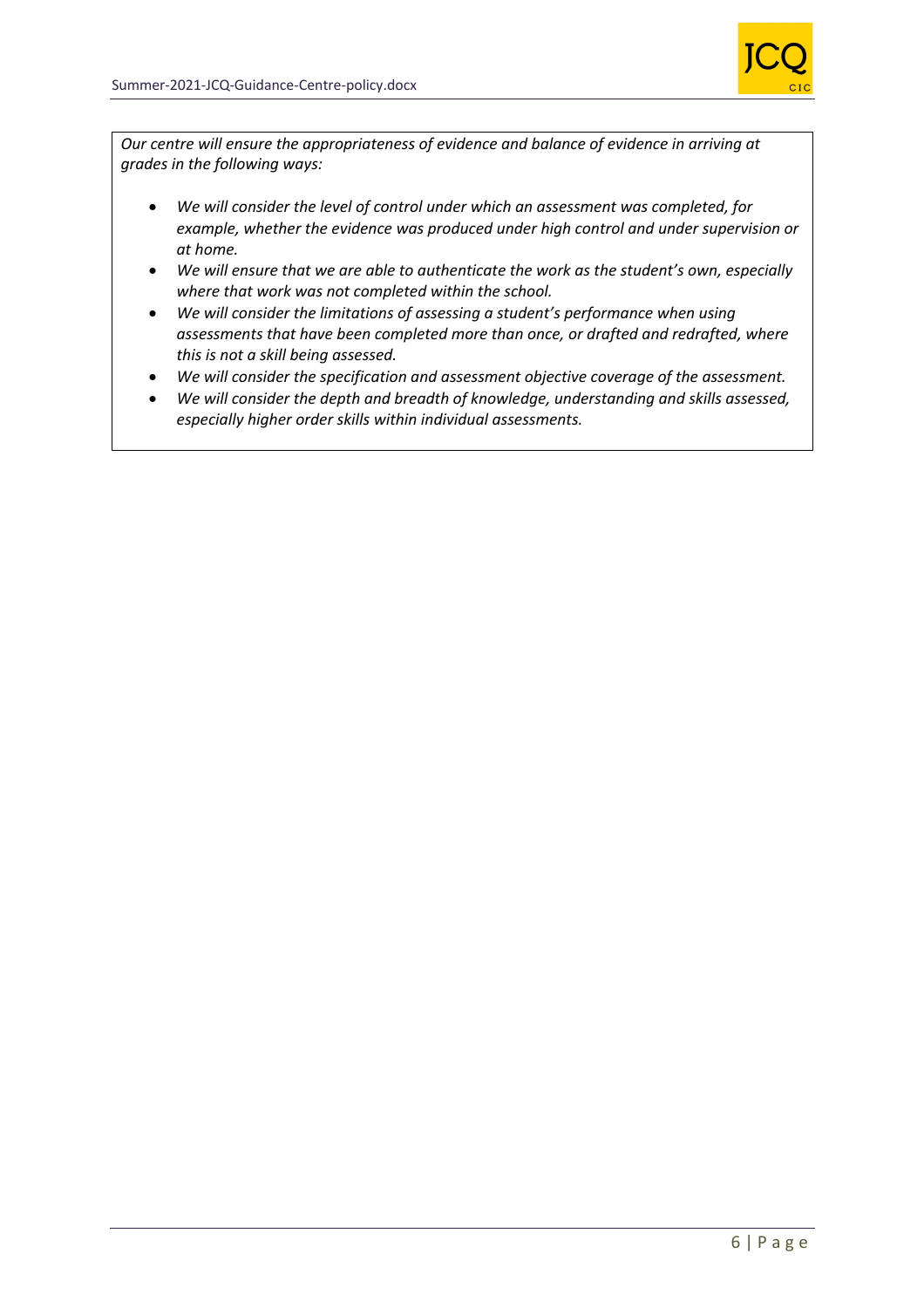*Our centre will ensure the appropriateness of evidence and balance of evidence in arriving at grades in the following ways:*

- *We will consider the level of control under which an assessment was completed, for example, whether the evidence was produced under high control and under supervision or at home.*
- *We will ensure that we are able to authenticate the work as the student's own, especially where that work was not completed within the school.*
- *We will consider the limitations of assessing a student's performance when using assessments that have been completed more than once, or drafted and redrafted, where this is not a skill being assessed.*
- *We will consider the specification and assessment objective coverage of the assessment.*
- *We will consider the depth and breadth of knowledge, understanding and skills assessed, especially higher order skills within individual assessments.*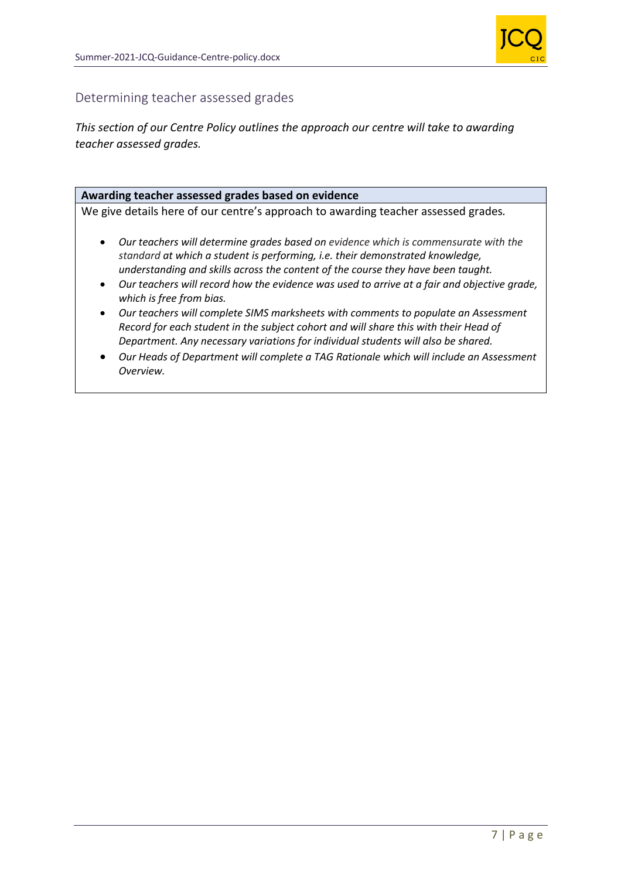## Determining teacher assessed grades

*This section of our Centre Policy outlines the approach our centre will take to awarding teacher assessed grades.*

**Awarding teacher assessed grades based on evidence**

We give details here of our centre's approach to awarding teacher assessed grades.

- *Our teachers will determine grades based on evidence which is commensurate with the standard at which a student is performing, i.e. their demonstrated knowledge, understanding and skills across the content of the course they have been taught.*
- *Our teachers will record how the evidence was used to arrive at a fair and objective grade, which is free from bias.*
- *Our teachers will complete SIMS marksheets with comments to populate an Assessment Record for each student in the subject cohort and will share this with their Head of Department. Any necessary variations for individual students will also be shared.*
- *Our Heads of Department will complete a TAG Rationale which will include an Assessment Overview.*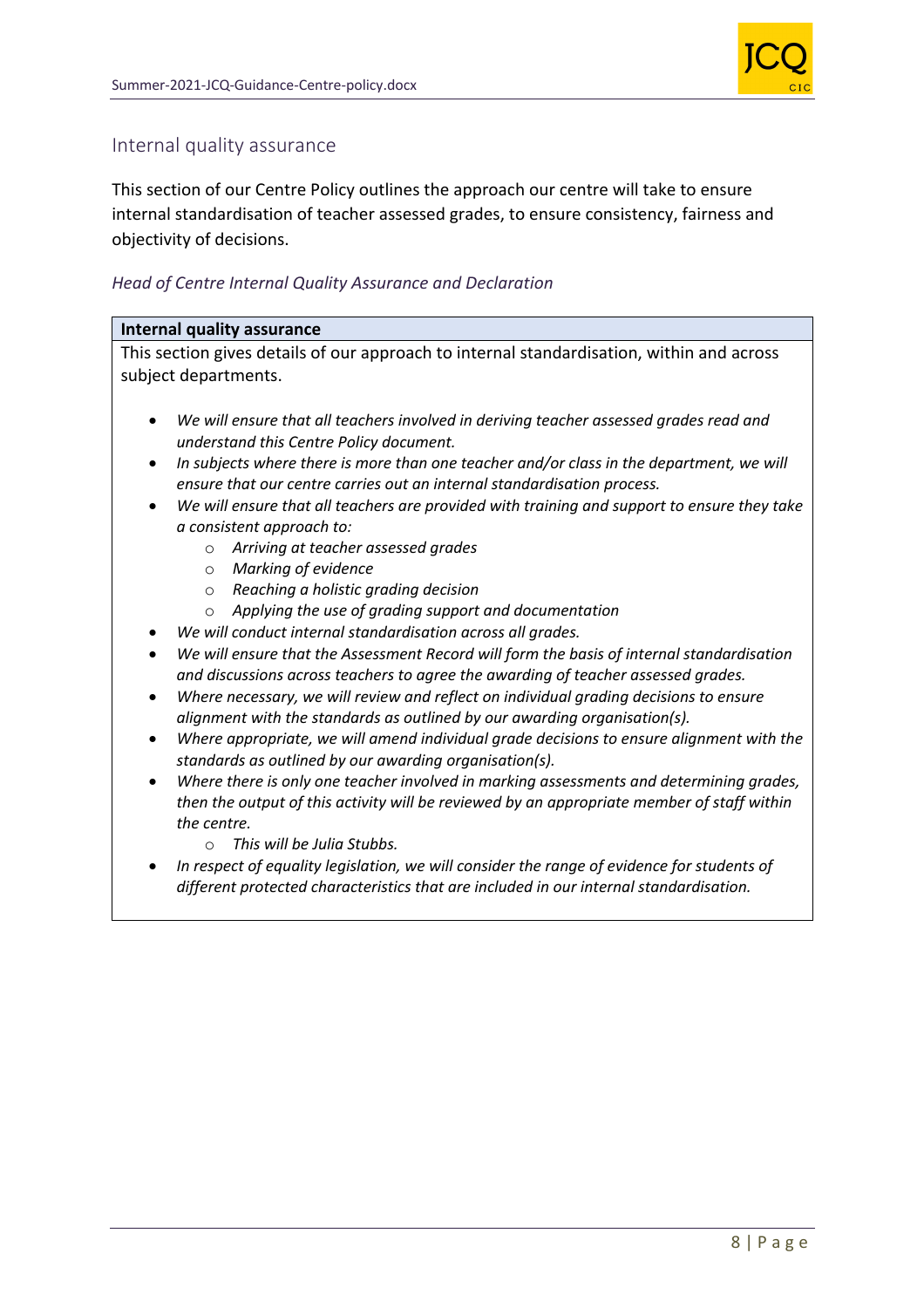## Internal quality assurance

This section of our Centre Policy outlines the approach our centre will take to ensure internal standardisation of teacher assessed grades, to ensure consistency, fairness and objectivity of decisions.

*Head of Centre Internal Quality Assurance and Declaration*

**Internal quality assurance**

This section gives details of our approach to internal standardisation, within and across subject departments.

- *We will ensure that all teachers involved in deriving teacher assessed grades read and understand this Centre Policy document.*
- *In subjects where there is more than one teacher and/or class in the department, we will ensure that our centre carries out an internal standardisation process.*
- *We will ensure that all teachers are provided with training and support to ensure they take a consistent approach to:*
    - *Arriving at teacher assessed grades*
    - *Marking of evidence*
    - *Reaching a holistic grading decision*
    - *Applying the use of grading support and documentation*
- *We will conduct internal standardisation across all grades.*
- *We will ensure that the Assessment Record will form the basis of internal standardisation and discussions across teachers to agree the awarding of teacher assessed grades.*
- *Where necessary, we will review and reflect on individual grading decisions to ensure alignment with the standards as outlined by our awarding organisation(s).*
- *Where appropriate, we will amend individual grade decisions to ensure alignment with the standards as outlined by our awarding organisation(s).*
- *Where there is only one teacher involved in marking assessments and determining grades, then the output of this activity will be reviewed by an appropriate member of staff within the centre.*
    - *This will be Julia Stubbs.*
- *In respect of equality legislation, we will consider the range of evidence for students of different protected characteristics that are included in our internal standardisation.*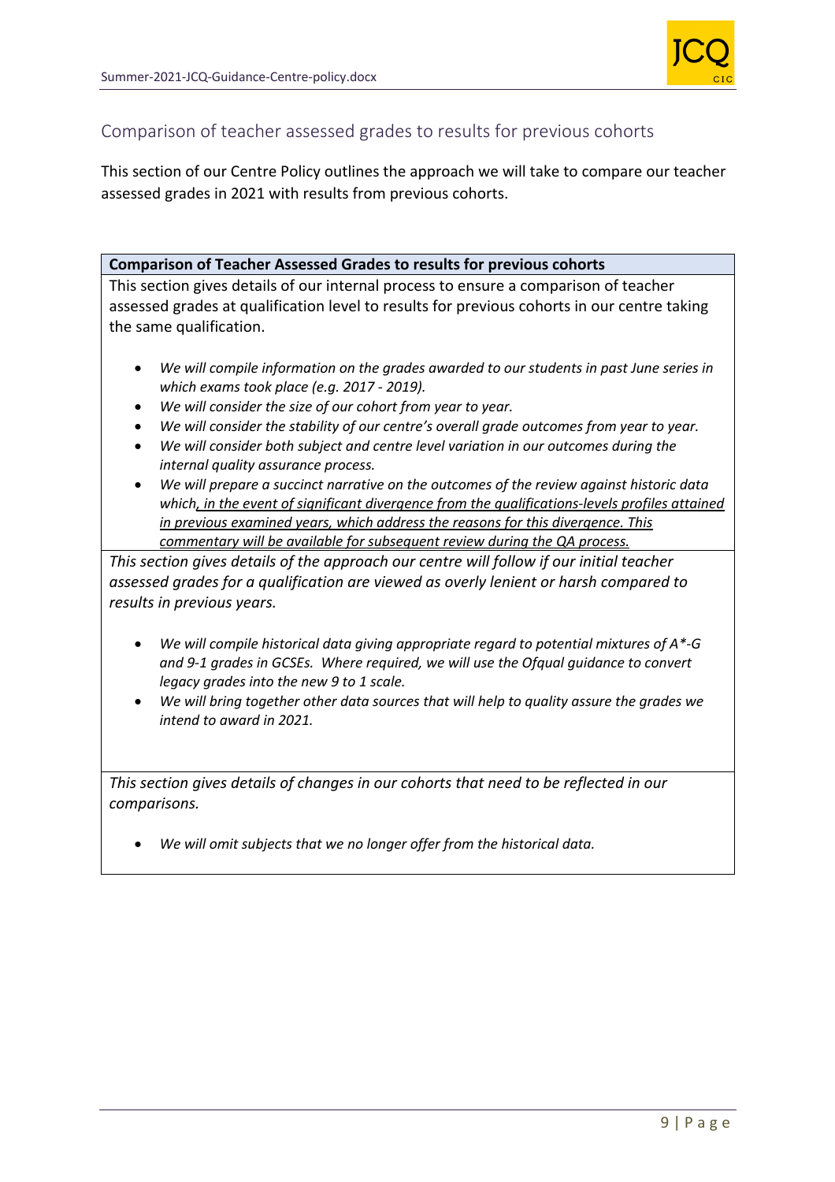## Comparison of teacher assessed grades to results for previous cohorts

This section of our Centre Policy outlines the approach we will take to compare our teacher assessed grades in 2021 with results from previous cohorts.

**Comparison of Teacher Assessed Grades to results for previous cohorts**

This section gives details of our internal process to ensure a comparison of teacher assessed grades at qualification level to results for previous cohorts in our centre taking the same qualification.

- *We will compile information on the grades awarded to our students in past June series in which exams took place (e.g. 2017 - 2019).*
- *We will consider the size of our cohort from year to year.*
- *We will consider the stability of our centre's overall grade outcomes from year to year.*
- *We will consider both subject and centre level variation in our outcomes during the internal quality assurance process.*
- *We will prepare a succinct narrative on the outcomes of the review against historic data which, in the event of significant divergence from the qualifications-levels profiles attained in previous examined years, which address the reasons for this divergence. This commentary will be available for subsequent review during the QA process.*

*This section gives details of the approach our centre will follow if our initial teacher assessed grades for a qualification are viewed as overly lenient or harsh compared to results in previous years.*

- *We will compile historical data giving appropriate regard to potential mixtures of A*-G and 9-1 grades in GCSEs. Where required, we will use the Ofqual guidance to convert legacy grades into the new 9 to 1 scale.*
- *We will bring together other data sources that will help to quality assure the grades we intend to award in 2021.*

*This section gives details of changes in our cohorts that need to be reflected in our comparisons.*

- *We will omit subjects that we no longer offer from the historical data.*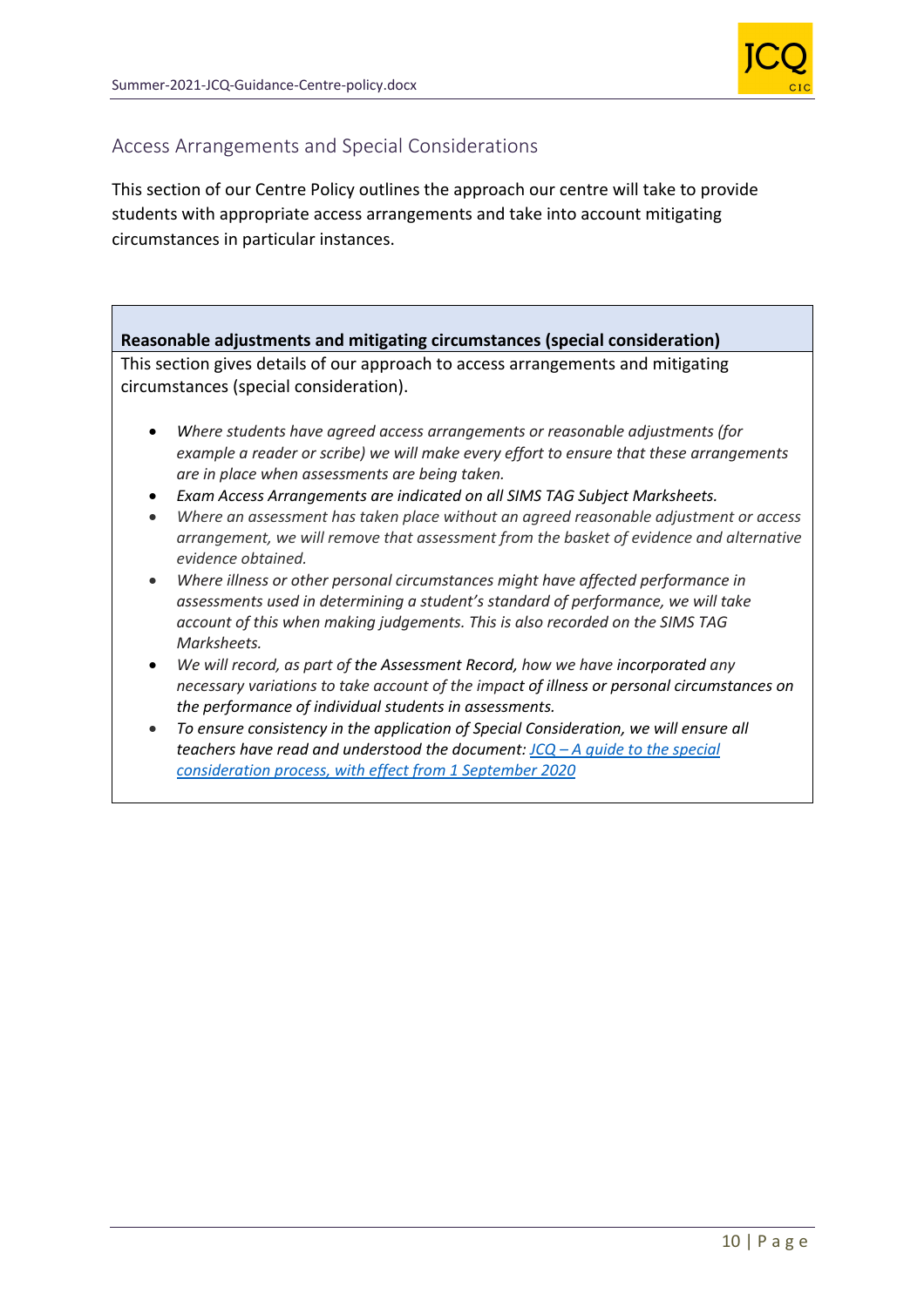## Access Arrangements and Special Considerations

This section of our Centre Policy outlines the approach our centre will take to provide students with appropriate access arrangements and take into account mitigating circumstances in particular instances.

### Reasonable adjustments and mitigating circumstances (special consideration)

This section gives details of our approach to access arrangements and mitigating circumstances (special consideration).

- *Where students have agreed access arrangements or reasonable adjustments (for example a reader or scribe) we will make every effort to ensure that these arrangements are in place when assessments are being taken.*
- *Exam Access Arrangements are indicated on all SIMS TAG Subject Marksheets.*
- *Where an assessment has taken place without an agreed reasonable adjustment or access arrangement, we will remove that assessment from the basket of evidence and alternative evidence obtained.*
- *Where illness or other personal circumstances might have affected performance in assessments used in determining a student's standard of performance, we will take account of this when making judgements. This is also recorded on the SIMS TAG Marksheets.*
- *We will record, as part of the Assessment Record, how we have incorporated any necessary variations to take account of the impact of illness or personal circumstances on the performance of individual students in assessments.*
- *To ensure consistency in the application of Special Consideration, we will ensure all teachers have read and understood the document: [JCQ – A guide to the special consideration process, with effect from 1 September 2020]*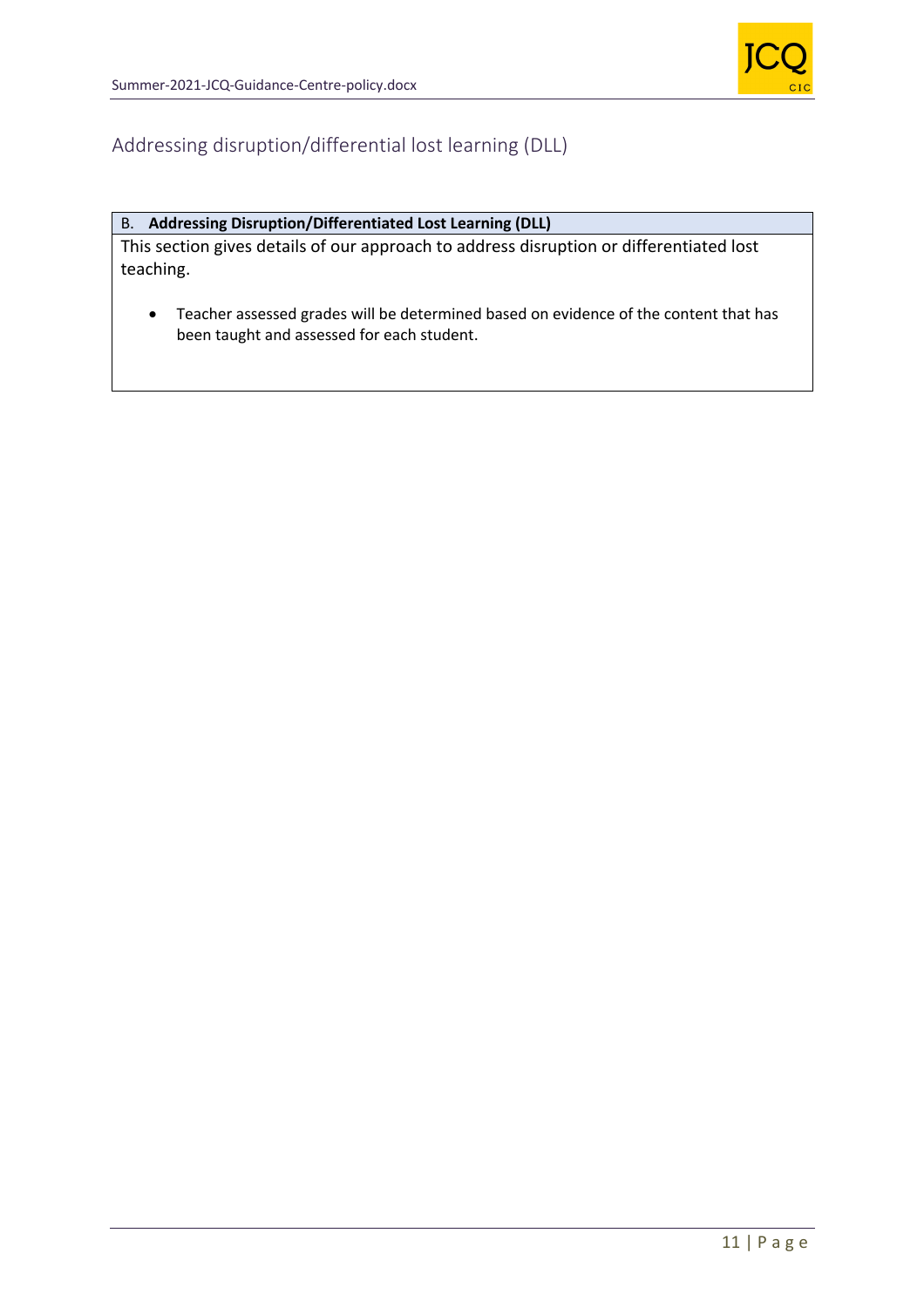## Addressing disruption/differential lost learning (DLL)

| B. **Addressing Disruption/Differentiated Lost Learning (DLL)** |
|---|
| This section gives details of our approach to address disruption or differentiated lost teaching.<br><br>• Teacher assessed grades will be determined based on evidence of the content that has been taught and assessed for each student. |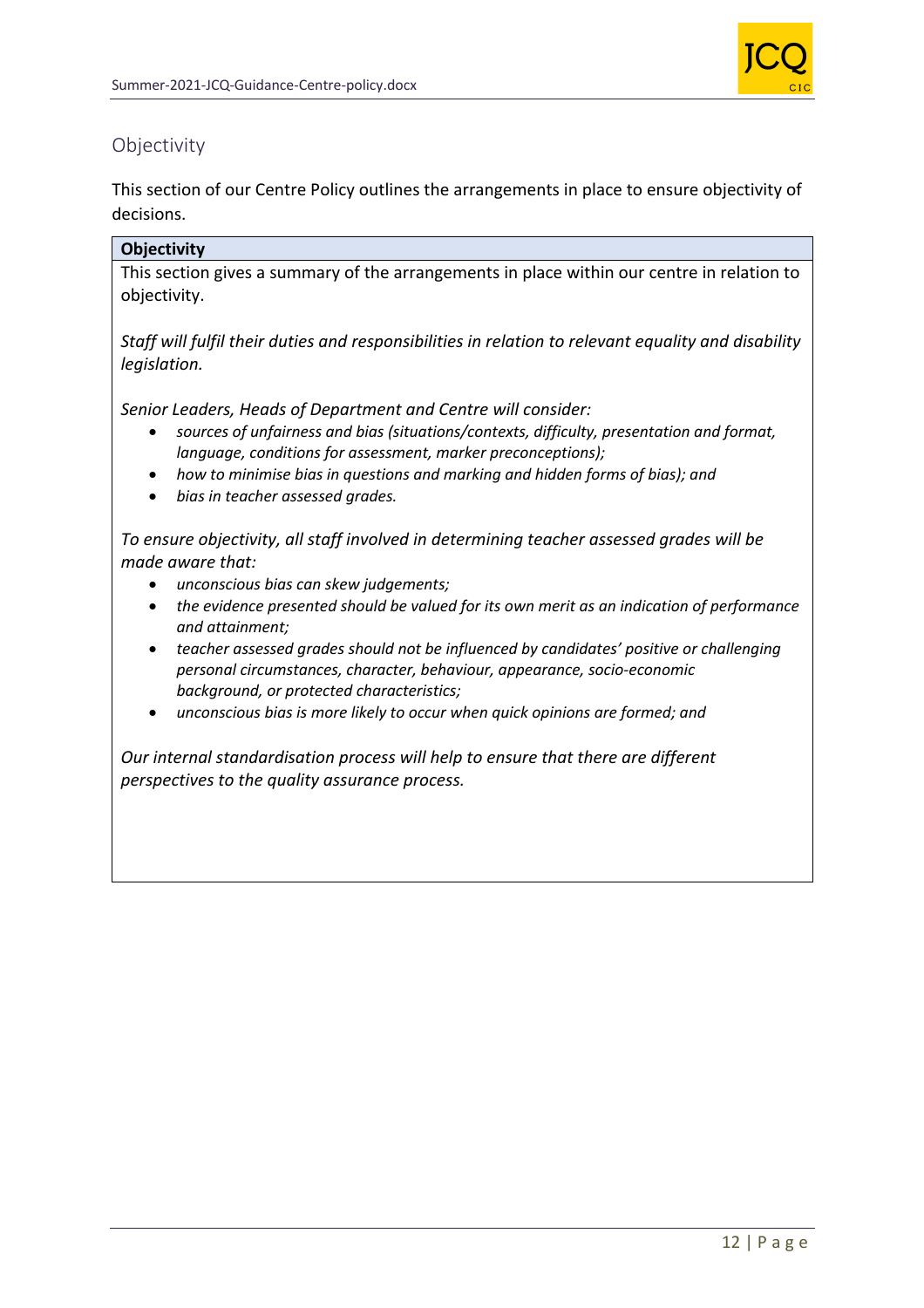## Objectivity

This section of our Centre Policy outlines the arrangements in place to ensure objectivity of decisions.

| Objectivity |
|---|
| This section gives a summary of the arrangements in place within our centre in relation to objectivity.<br><br>*Staff will fulfil their duties and responsibilities in relation to relevant equality and disability legislation.*<br><br>*Senior Leaders, Heads of Department and Centre will consider:*<br>• *sources of unfairness and bias (situations/contexts, difficulty, presentation and format, language, conditions for assessment, marker preconceptions);*<br>• *how to minimise bias in questions and marking and hidden forms of bias); and*<br>• *bias in teacher assessed grades.*<br><br>*To ensure objectivity, all staff involved in determining teacher assessed grades will be made aware that:*<br>• *unconscious bias can skew judgements;*<br>• *the evidence presented should be valued for its own merit as an indication of performance and attainment;*<br>• *teacher assessed grades should not be influenced by candidates' positive or challenging personal circumstances, character, behaviour, appearance, socio-economic background, or protected characteristics;*<br>• *unconscious bias is more likely to occur when quick opinions are formed; and*<br><br>*Our internal standardisation process will help to ensure that there are different perspectives to the quality assurance process.* |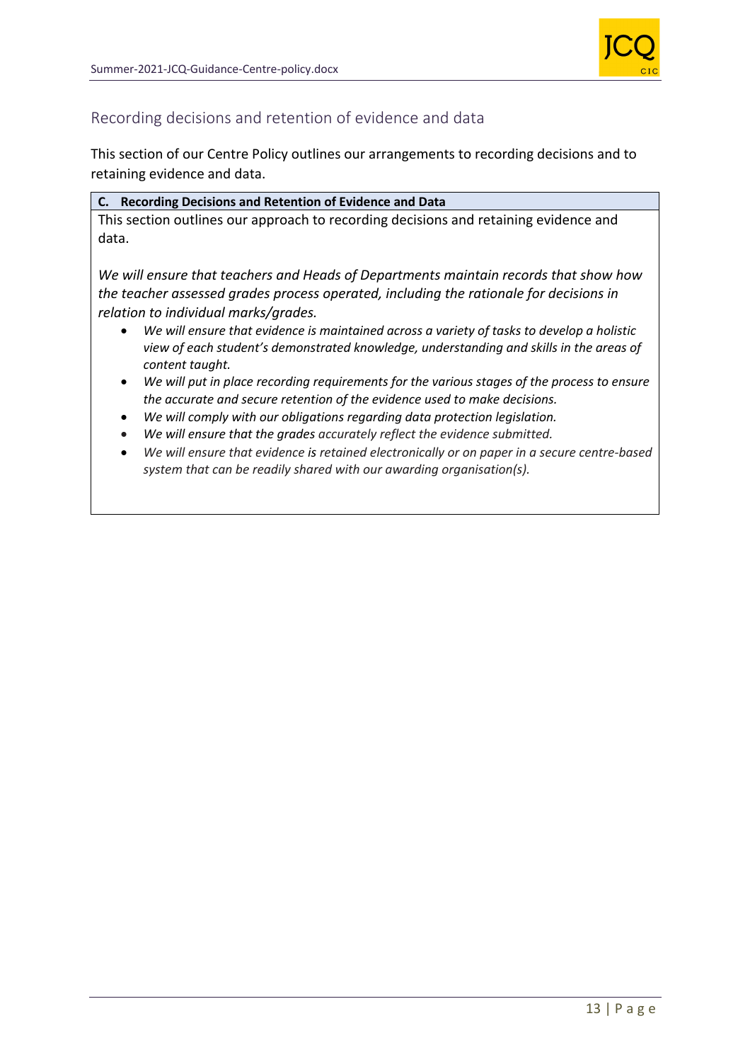## Recording decisions and retention of evidence and data

This section of our Centre Policy outlines our arrangements to recording decisions and to retaining evidence and data.

**C. Recording Decisions and Retention of Evidence and Data**

This section outlines our approach to recording decisions and retaining evidence and data.

*We will ensure that teachers and Heads of Departments maintain records that show how the teacher assessed grades process operated, including the rationale for decisions in relation to individual marks/grades.*

- *We will ensure that evidence is maintained across a variety of tasks to develop a holistic view of each student's demonstrated knowledge, understanding and skills in the areas of content taught.*
- *We will put in place recording requirements for the various stages of the process to ensure the accurate and secure retention of the evidence used to make decisions.*
- *We will comply with our obligations regarding data protection legislation.*
- *We will ensure that the grades accurately reflect the evidence submitted.*
- *We will ensure that evidence is retained electronically or on paper in a secure centre-based system that can be readily shared with our awarding organisation(s).*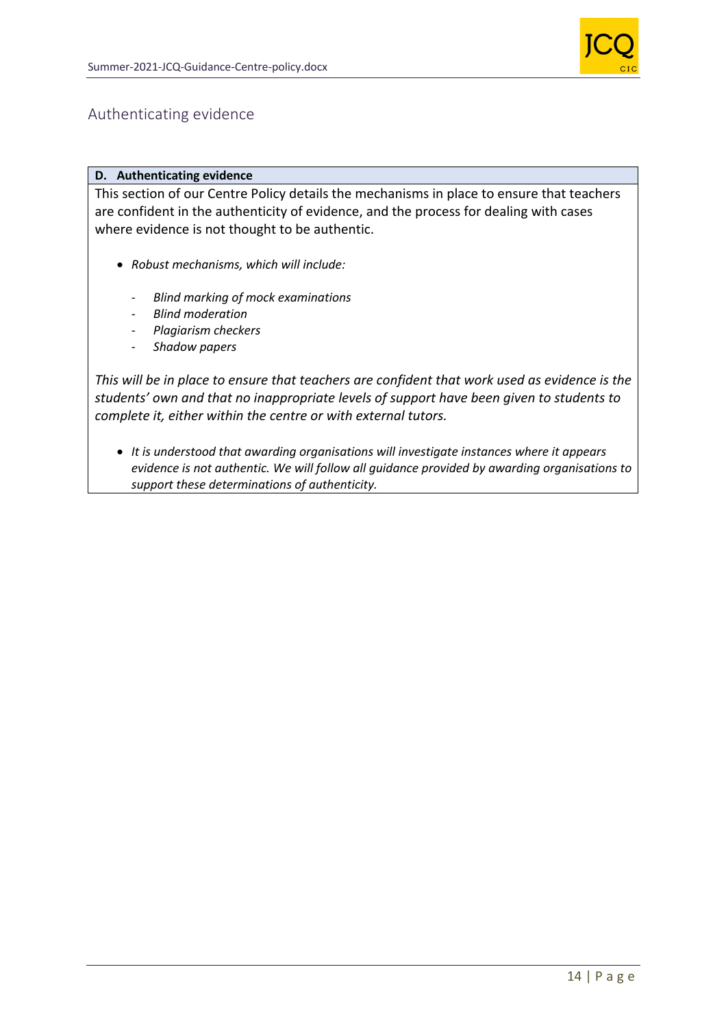## Authenticating evidence

**D. Authenticating evidence**

This section of our Centre Policy details the mechanisms in place to ensure that teachers are confident in the authenticity of evidence, and the process for dealing with cases where evidence is not thought to be authentic.

- *Robust mechanisms, which will include:*
    - *Blind marking of mock examinations*
    - *Blind moderation*
    - *Plagiarism checkers*
    - *Shadow papers*

*This will be in place to ensure that teachers are confident that work used as evidence is the students' own and that no inappropriate levels of support have been given to students to complete it, either within the centre or with external tutors.*

- *It is understood that awarding organisations will investigate instances where it appears evidence is not authentic. We will follow all guidance provided by awarding organisations to support these determinations of authenticity.*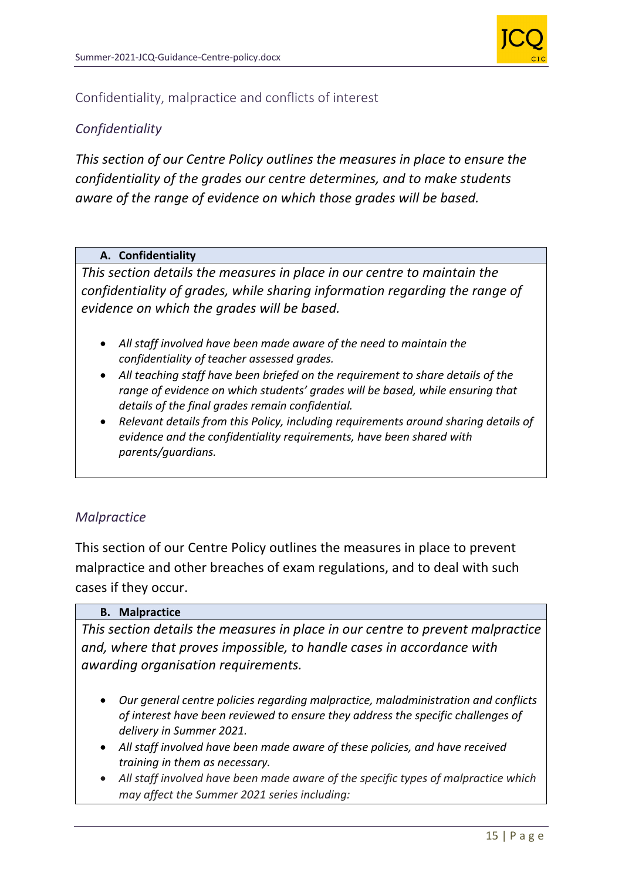## Confidentiality, malpractice and conflicts of interest

### *Confidentiality*

*This section of our Centre Policy outlines the measures in place to ensure the confidentiality of the grades our centre determines, and to make students aware of the range of evidence on which those grades will be based.*

| **A. Confidentiality** |
|---|
| *This section details the measures in place in our centre to maintain the confidentiality of grades, while sharing information regarding the range of evidence on which the grades will be based.*<br><br>• *All staff involved have been made aware of the need to maintain the confidentiality of teacher assessed grades.*<br>• *All teaching staff have been briefed on the requirement to share details of the range of evidence on which students' grades will be based, while ensuring that details of the final grades remain confidential.*<br>• *Relevant details from this Policy, including requirements around sharing details of evidence and the confidentiality requirements, have been shared with parents/guardians.* |

### *Malpractice*

This section of our Centre Policy outlines the measures in place to prevent malpractice and other breaches of exam regulations, and to deal with such cases if they occur.

| **B. Malpractice** |
|---|
| *This section details the measures in place in our centre to prevent malpractice and, where that proves impossible, to handle cases in accordance with awarding organisation requirements.*<br><br>• *Our general centre policies regarding malpractice, maladministration and conflicts of interest have been reviewed to ensure they address the specific challenges of delivery in Summer 2021.*<br>• *All staff involved have been made aware of these policies, and have received training in them as necessary.*<br>• *All staff involved have been made aware of the specific types of malpractice which may affect the Summer 2021 series including:* |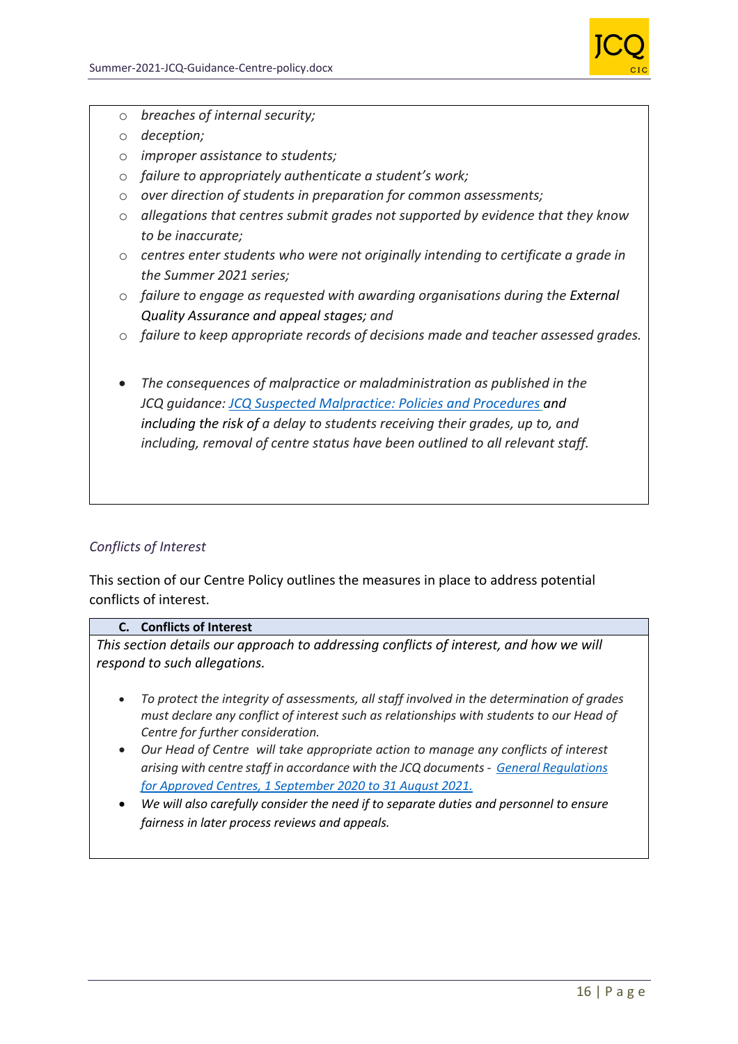- *breaches of internal security;*
- *deception;*
- *improper assistance to students;*
- *failure to appropriately authenticate a student's work;*
- *over direction of students in preparation for common assessments;*
- *allegations that centres submit grades not supported by evidence that they know to be inaccurate;*
- *centres enter students who were not originally intending to certificate a grade in the Summer 2021 series;*
- *failure to engage as requested with awarding organisations during the* External Quality Assurance and appeal stages; *and*
- *failure to keep appropriate records of decisions made and teacher assessed grades.*

- *The consequences of malpractice or maladministration as published in the JCQ guidance: JCQ Suspected Malpractice: Policies and Procedures and including the risk of a delay to students receiving their grades, up to, and including, removal of centre status have been outlined to all relevant staff.*

*Conflicts of Interest*

This section of our Centre Policy outlines the measures in place to address potential conflicts of interest.

**C. Conflicts of Interest**

*This section details our approach to addressing conflicts of interest, and how we will respond to such allegations.*

- *To protect the integrity of assessments, all staff involved in the determination of grades must declare any conflict of interest such as relationships with students to our Head of Centre for further consideration.*
- *Our Head of Centre will take appropriate action to manage any conflicts of interest arising with centre staff in accordance with the JCQ documents - General Regulations for Approved Centres, 1 September 2020 to 31 August 2021.*
- *We will also carefully consider the need if to separate duties and personnel to ensure fairness in later process reviews and appeals.*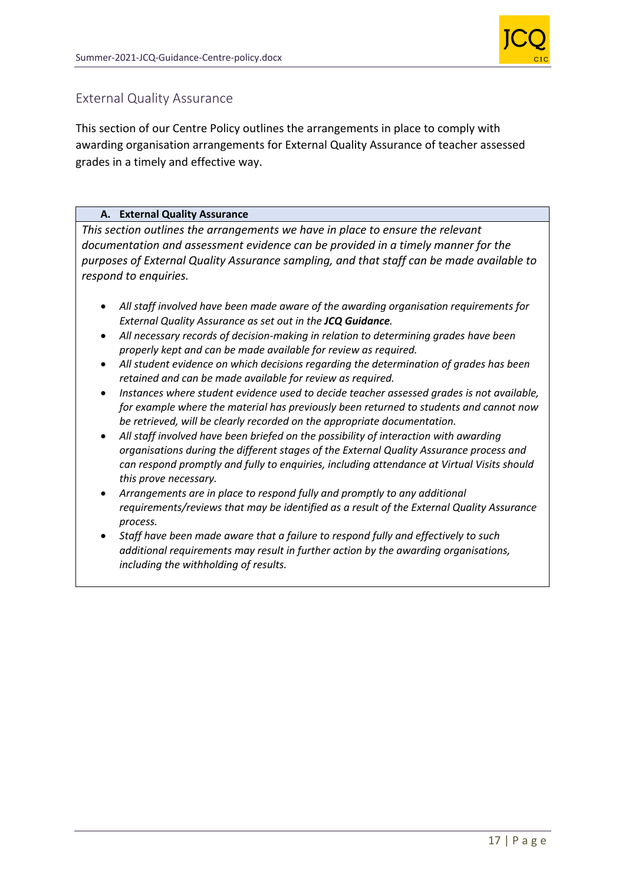## External Quality Assurance

This section of our Centre Policy outlines the arrangements in place to comply with awarding organisation arrangements for External Quality Assurance of teacher assessed grades in a timely and effective way.

### A. External Quality Assurance

*This section outlines the arrangements we have in place to ensure the relevant documentation and assessment evidence can be provided in a timely manner for the purposes of External Quality Assurance sampling, and that staff can be made available to respond to enquiries.*

- *All staff involved have been made aware of the awarding organisation requirements for External Quality Assurance as set out in the **JCQ Guidance**.*
- *All necessary records of decision-making in relation to determining grades have been properly kept and can be made available for review as required.*
- *All student evidence on which decisions regarding the determination of grades has been retained and can be made available for review as required.*
- *Instances where student evidence used to decide teacher assessed grades is not available, for example where the material has previously been returned to students and cannot now be retrieved, will be clearly recorded on the appropriate documentation.*
- *All staff involved have been briefed on the possibility of interaction with awarding organisations during the different stages of the External Quality Assurance process and can respond promptly and fully to enquiries, including attendance at Virtual Visits should this prove necessary.*
- *Arrangements are in place to respond fully and promptly to any additional requirements/reviews that may be identified as a result of the External Quality Assurance process.*
- *Staff have been made aware that a failure to respond fully and effectively to such additional requirements may result in further action by the awarding organisations, including the withholding of results.*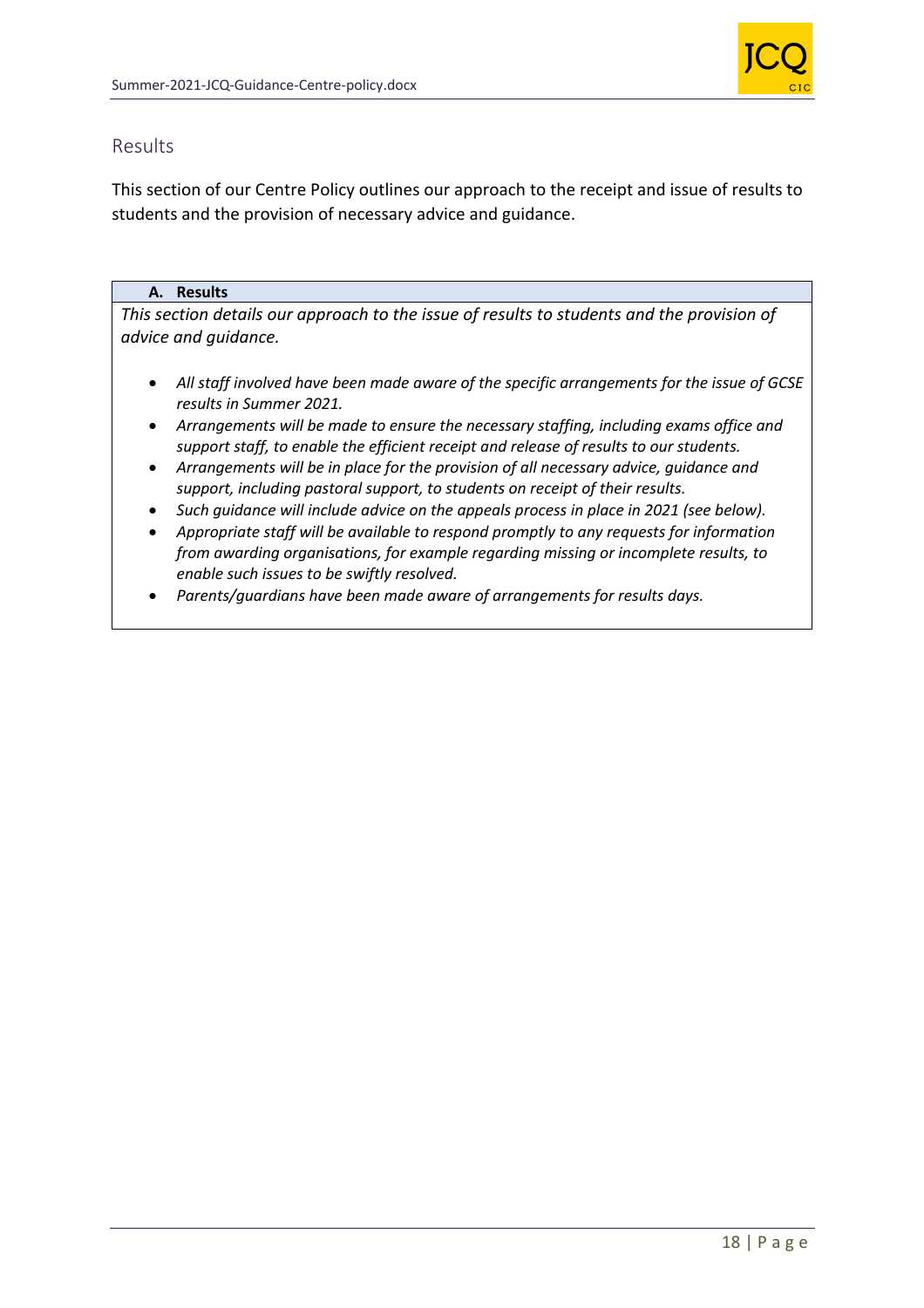## Results

This section of our Centre Policy outlines our approach to the receipt and issue of results to students and the provision of necessary advice and guidance.

| **A. Results** |
|---|
| *This section details our approach to the issue of results to students and the provision of advice and guidance.* <br><br> • *All staff involved have been made aware of the specific arrangements for the issue of GCSE results in Summer 2021.* <br> • *Arrangements will be made to ensure the necessary staffing, including exams office and support staff, to enable the efficient receipt and release of results to our students.* <br> • *Arrangements will be in place for the provision of all necessary advice, guidance and support, including pastoral support, to students on receipt of their results.* <br> • *Such guidance will include advice on the appeals process in place in 2021 (see below).* <br> • *Appropriate staff will be available to respond promptly to any requests for information from awarding organisations, for example regarding missing or incomplete results, to enable such issues to be swiftly resolved.* <br> • *Parents/guardians have been made aware of arrangements for results days.* |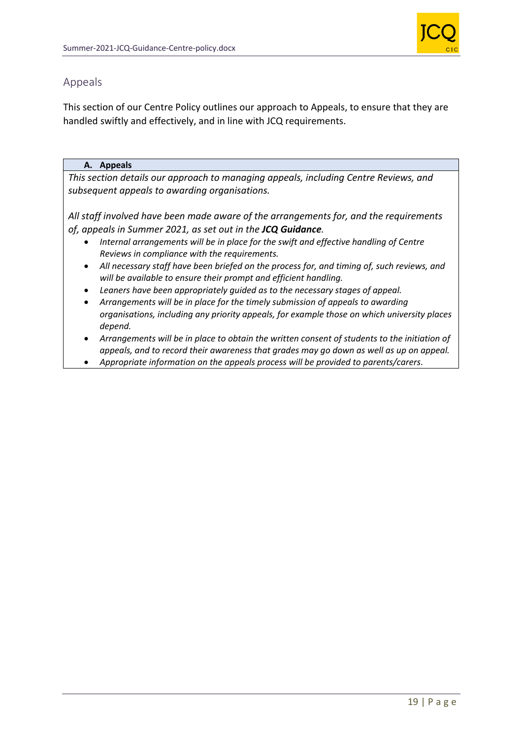## Appeals

This section of our Centre Policy outlines our approach to Appeals, to ensure that they are handled swiftly and effectively, and in line with JCQ requirements.

### A. Appeals

*This section details our approach to managing appeals, including Centre Reviews, and subsequent appeals to awarding organisations.*

*All staff involved have been made aware of the arrangements for, and the requirements of, appeals in Summer 2021, as set out in the **JCQ Guidance**.*

- *Internal arrangements will be in place for the swift and effective handling of Centre Reviews in compliance with the requirements.*
- *All necessary staff have been briefed on the process for, and timing of, such reviews, and will be available to ensure their prompt and efficient handling.*
- *Leaners have been appropriately guided as to the necessary stages of appeal.*
- *Arrangements will be in place for the timely submission of appeals to awarding organisations, including any priority appeals, for example those on which university places depend.*
- *Arrangements will be in place to obtain the written consent of students to the initiation of appeals, and to record their awareness that grades may go down as well as up on appeal.*
- *Appropriate information on the appeals process will be provided to parents/carers.*